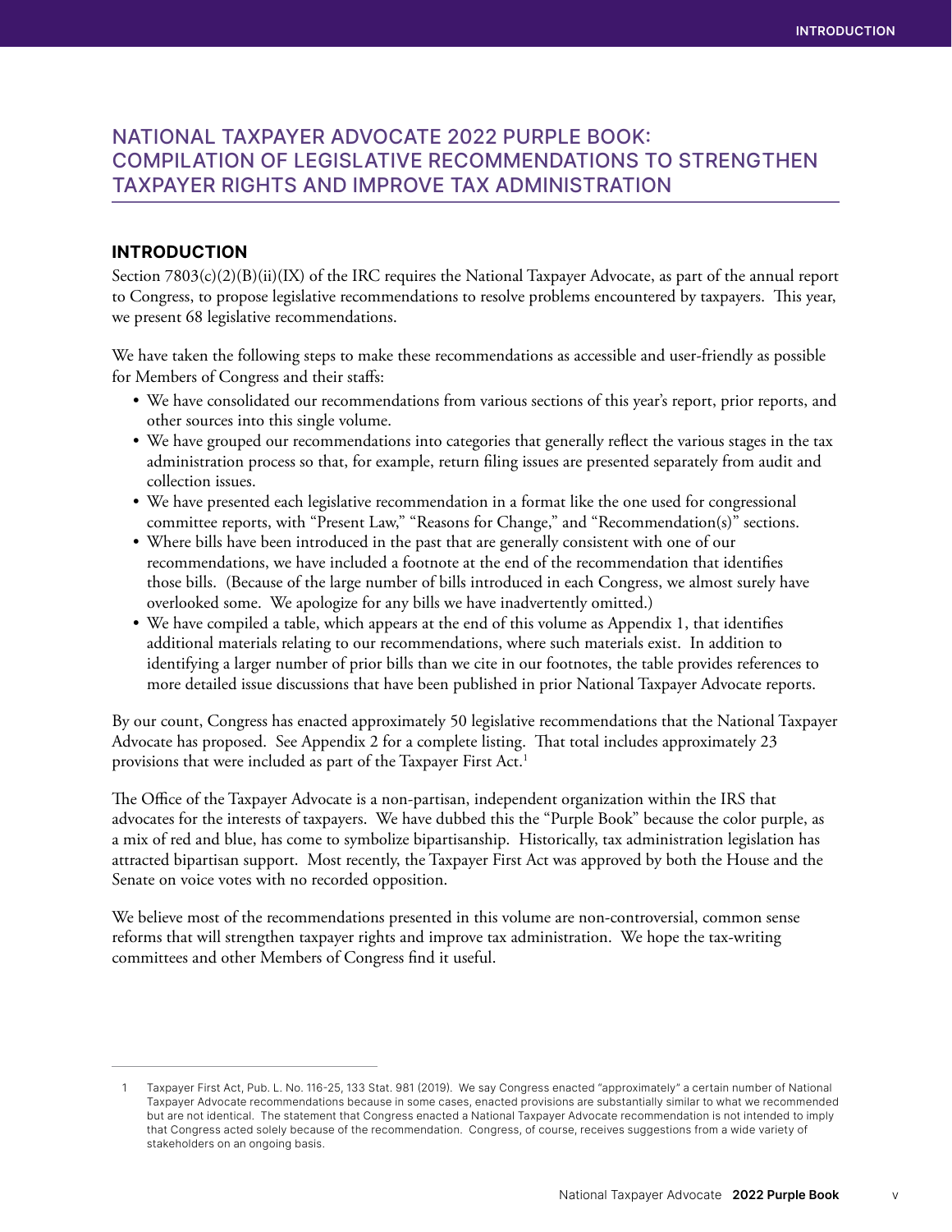# NATIONAL TAXPAYER ADVOCATE 2022 PURPLE BOOK: COMPILATION OF LEGISLATIVE RECOMMENDATIONS TO STRENGTHEN TAXPAYER RIGHTS AND IMPROVE TAX ADMINISTRATION

## INTRODUCTION

Section 7803(c)(2)(B)(ii)(IX) of the IRC requires the National Taxpayer Advocate, as part of the annual report to Congress, to propose legislative recommendations to resolve problems encountered by taxpayers. This year, we present 68 legislative recommendations.

We have taken the following steps to make these recommendations as accessible and user-friendly as possible for Members of Congress and their staffs:

- We have consolidated our recommendations from various sections of this year's report, prior reports, and other sources into this single volume.
- We have grouped our recommendations into categories that generally reflect the various stages in the tax administration process so that, for example, return filing issues are presented separately from audit and collection issues.
- We have presented each legislative recommendation in a format like the one used for congressional committee reports, with "Present Law," "Reasons for Change," and "Recommendation(s)" sections.
- Where bills have been introduced in the past that are generally consistent with one of our recommendations, we have included a footnote at the end of the recommendation that identifies those bills. (Because of the large number of bills introduced in each Congress, we almost surely have overlooked some. We apologize for any bills we have inadvertently omitted.)
- We have compiled a table, which appears at the end of this volume as Appendix 1, that identifies additional materials relating to our recommendations, where such materials exist. In addition to identifying a larger number of prior bills than we cite in our footnotes, the table provides references to more detailed issue discussions that have been published in prior National Taxpayer Advocate reports.

By our count, Congress has enacted approximately 50 legislative recommendations that the National Taxpayer Advocate has proposed. See Appendix 2 for a complete listing. That total includes approximately 23 provisions that were included as part of the Taxpayer First Act.[1]

The Office of the Taxpayer Advocate is a non-partisan, independent organization within the IRS that advocates for the interests of taxpayers. We have dubbed this the "Purple Book" because the color purple, as a mix of red and blue, has come to symbolize bipartisanship. Historically, tax administration legislation has attracted bipartisan support. Most recently, the Taxpayer First Act was approved by both the House and the Senate on voice votes with no recorded opposition.

We believe most of the recommendations presented in this volume are non-controversial, common sense reforms that will strengthen taxpayer rights and improve tax administration. We hope the tax-writing committees and other Members of Congress find it useful.

---

1 Taxpayer First Act, Pub. L. No. 116-25, 133 Stat. 981 (2019). We say Congress enacted "approximately" a certain number of National Taxpayer Advocate recommendations because in some cases, enacted provisions are substantially similar to what we recommended but are not identical. The statement that Congress enacted a National Taxpayer Advocate recommendation is not intended to imply that Congress acted solely because of the recommendation. Congress, of course, receives suggestions from a wide variety of stakeholders on an ongoing basis.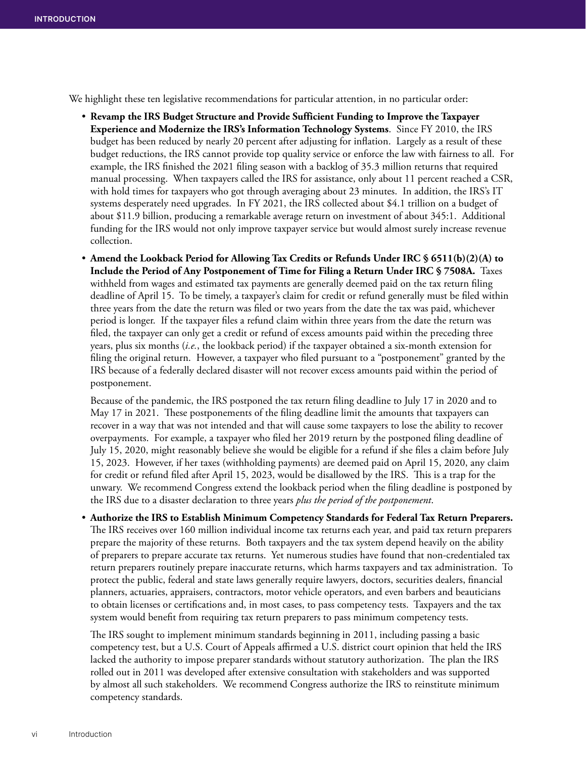We highlight these ten legislative recommendations for particular attention, in no particular order:

- **Revamp the IRS Budget Structure and Provide Sufficient Funding to Improve the Taxpayer Experience and Modernize the IRS's Information Technology Systems**. Since FY 2010, the IRS budget has been reduced by nearly 20 percent after adjusting for inflation. Largely as a result of these budget reductions, the IRS cannot provide top quality service or enforce the law with fairness to all. For example, the IRS finished the 2021 filing season with a backlog of 35.3 million returns that required manual processing. When taxpayers called the IRS for assistance, only about 11 percent reached a CSR, with hold times for taxpayers who got through averaging about 23 minutes. In addition, the IRS's IT systems desperately need upgrades. In FY 2021, the IRS collected about $4.1 trillion on a budget of about $11.9 billion, producing a remarkable average return on investment of about 345:1. Additional funding for the IRS would not only improve taxpayer service but would almost surely increase revenue collection.

- **Amend the Lookback Period for Allowing Tax Credits or Refunds Under IRC § 6511(b)(2)(A) to Include the Period of Any Postponement of Time for Filing a Return Under IRC § 7508A.** Taxes withheld from wages and estimated tax payments are generally deemed paid on the tax return filing deadline of April 15. To be timely, a taxpayer's claim for credit or refund generally must be filed within three years from the date the return was filed or two years from the date the tax was paid, whichever period is longer. If the taxpayer files a refund claim within three years from the date the return was filed, the taxpayer can only get a credit or refund of excess amounts paid within the preceding three years, plus six months (*i.e.*, the lookback period) if the taxpayer obtained a six-month extension for filing the original return. However, a taxpayer who filed pursuant to a "postponement" granted by the IRS because of a federally declared disaster will not recover excess amounts paid within the period of postponement.

  Because of the pandemic, the IRS postponed the tax return filing deadline to July 17 in 2020 and to May 17 in 2021. These postponements of the filing deadline limit the amounts that taxpayers can recover in a way that was not intended and that will cause some taxpayers to lose the ability to recover overpayments. For example, a taxpayer who filed her 2019 return by the postponed filing deadline of July 15, 2020, might reasonably believe she would be eligible for a refund if she files a claim before July 15, 2023. However, if her taxes (withholding payments) are deemed paid on April 15, 2020, any claim for credit or refund filed after April 15, 2023, would be disallowed by the IRS. This is a trap for the unwary. We recommend Congress extend the lookback period when the filing deadline is postponed by the IRS due to a disaster declaration to three years *plus the period of the postponement*.

- **Authorize the IRS to Establish Minimum Competency Standards for Federal Tax Return Preparers.** The IRS receives over 160 million individual income tax returns each year, and paid tax return preparers prepare the majority of these returns. Both taxpayers and the tax system depend heavily on the ability of preparers to prepare accurate tax returns. Yet numerous studies have found that non-credentialed tax return preparers routinely prepare inaccurate returns, which harms taxpayers and tax administration. To protect the public, federal and state laws generally require lawyers, doctors, securities dealers, financial planners, actuaries, appraisers, contractors, motor vehicle operators, and even barbers and beauticians to obtain licenses or certifications and, in most cases, to pass competency tests. Taxpayers and the tax system would benefit from requiring tax return preparers to pass minimum competency tests.

  The IRS sought to implement minimum standards beginning in 2011, including passing a basic competency test, but a U.S. Court of Appeals affirmed a U.S. district court opinion that held the IRS lacked the authority to impose preparer standards without statutory authorization. The plan the IRS rolled out in 2011 was developed after extensive consultation with stakeholders and was supported by almost all such stakeholders. We recommend Congress authorize the IRS to reinstitute minimum competency standards.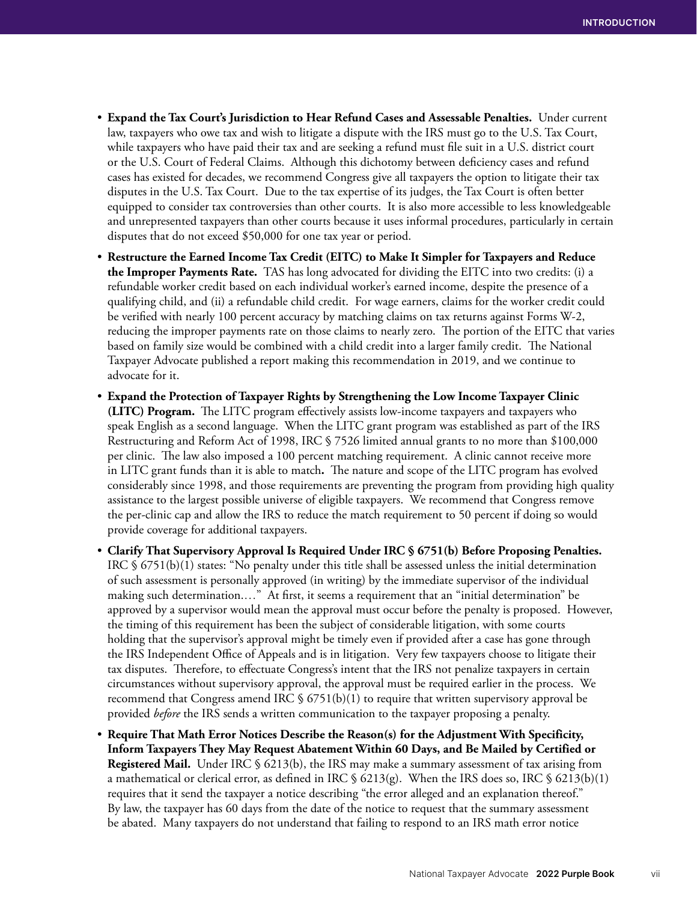- **Expand the Tax Court's Jurisdiction to Hear Refund Cases and Assessable Penalties.** Under current law, taxpayers who owe tax and wish to litigate a dispute with the IRS must go to the U.S. Tax Court, while taxpayers who have paid their tax and are seeking a refund must file suit in a U.S. district court or the U.S. Court of Federal Claims. Although this dichotomy between deficiency cases and refund cases has existed for decades, we recommend Congress give all taxpayers the option to litigate their tax disputes in the U.S. Tax Court. Due to the tax expertise of its judges, the Tax Court is often better equipped to consider tax controversies than other courts. It is also more accessible to less knowledgeable and unrepresented taxpayers than other courts because it uses informal procedures, particularly in certain disputes that do not exceed $50,000 for one tax year or period.

- **Restructure the Earned Income Tax Credit (EITC) to Make It Simpler for Taxpayers and Reduce the Improper Payments Rate.** TAS has long advocated for dividing the EITC into two credits: (i) a refundable worker credit based on each individual worker's earned income, despite the presence of a qualifying child, and (ii) a refundable child credit. For wage earners, claims for the worker credit could be verified with nearly 100 percent accuracy by matching claims on tax returns against Forms W-2, reducing the improper payments rate on those claims to nearly zero. The portion of the EITC that varies based on family size would be combined with a child credit into a larger family credit. The National Taxpayer Advocate published a report making this recommendation in 2019, and we continue to advocate for it.

- **Expand the Protection of Taxpayer Rights by Strengthening the Low Income Taxpayer Clinic (LITC) Program.** The LITC program effectively assists low-income taxpayers and taxpayers who speak English as a second language. When the LITC grant program was established as part of the IRS Restructuring and Reform Act of 1998, IRC § 7526 limited annual grants to no more than $100,000 per clinic. The law also imposed a 100 percent matching requirement. A clinic cannot receive more in LITC grant funds than it is able to match**.** The nature and scope of the LITC program has evolved considerably since 1998, and those requirements are preventing the program from providing high quality assistance to the largest possible universe of eligible taxpayers. We recommend that Congress remove the per-clinic cap and allow the IRS to reduce the match requirement to 50 percent if doing so would provide coverage for additional taxpayers.

- **Clarify That Supervisory Approval Is Required Under IRC § 6751(b) Before Proposing Penalties.** IRC § 6751(b)(1) states: "No penalty under this title shall be assessed unless the initial determination of such assessment is personally approved (in writing) by the immediate supervisor of the individual making such determination.…" At first, it seems a requirement that an "initial determination" be approved by a supervisor would mean the approval must occur before the penalty is proposed. However, the timing of this requirement has been the subject of considerable litigation, with some courts holding that the supervisor's approval might be timely even if provided after a case has gone through the IRS Independent Office of Appeals and is in litigation. Very few taxpayers choose to litigate their tax disputes. Therefore, to effectuate Congress's intent that the IRS not penalize taxpayers in certain circumstances without supervisory approval, the approval must be required earlier in the process. We recommend that Congress amend IRC § 6751(b)(1) to require that written supervisory approval be provided *before* the IRS sends a written communication to the taxpayer proposing a penalty.

- **Require That Math Error Notices Describe the Reason(s) for the Adjustment With Specificity, Inform Taxpayers They May Request Abatement Within 60 Days, and Be Mailed by Certified or Registered Mail.** Under IRC § 6213(b), the IRS may make a summary assessment of tax arising from a mathematical or clerical error, as defined in IRC § 6213(g). When the IRS does so, IRC § 6213(b)(1) requires that it send the taxpayer a notice describing "the error alleged and an explanation thereof." By law, the taxpayer has 60 days from the date of the notice to request that the summary assessment be abated. Many taxpayers do not understand that failing to respond to an IRS math error notice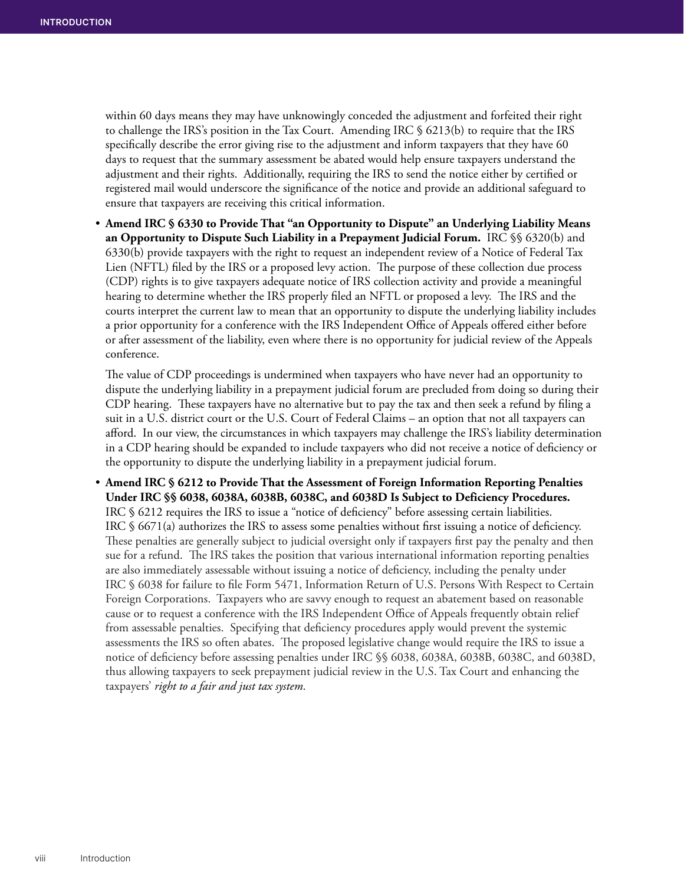within 60 days means they may have unknowingly conceded the adjustment and forfeited their right to challenge the IRS's position in the Tax Court. Amending IRC § 6213(b) to require that the IRS specifically describe the error giving rise to the adjustment and inform taxpayers that they have 60 days to request that the summary assessment be abated would help ensure taxpayers understand the adjustment and their rights. Additionally, requiring the IRS to send the notice either by certified or registered mail would underscore the significance of the notice and provide an additional safeguard to ensure that taxpayers are receiving this critical information.

- **Amend IRC § 6330 to Provide That "an Opportunity to Dispute" an Underlying Liability Means an Opportunity to Dispute Such Liability in a Prepayment Judicial Forum.** IRC §§ 6320(b) and 6330(b) provide taxpayers with the right to request an independent review of a Notice of Federal Tax Lien (NFTL) filed by the IRS or a proposed levy action. The purpose of these collection due process (CDP) rights is to give taxpayers adequate notice of IRS collection activity and provide a meaningful hearing to determine whether the IRS properly filed an NFTL or proposed a levy. The IRS and the courts interpret the current law to mean that an opportunity to dispute the underlying liability includes a prior opportunity for a conference with the IRS Independent Office of Appeals offered either before or after assessment of the liability, even where there is no opportunity for judicial review of the Appeals conference.

  The value of CDP proceedings is undermined when taxpayers who have never had an opportunity to dispute the underlying liability in a prepayment judicial forum are precluded from doing so during their CDP hearing. These taxpayers have no alternative but to pay the tax and then seek a refund by filing a suit in a U.S. district court or the U.S. Court of Federal Claims – an option that not all taxpayers can afford. In our view, the circumstances in which taxpayers may challenge the IRS's liability determination in a CDP hearing should be expanded to include taxpayers who did not receive a notice of deficiency or the opportunity to dispute the underlying liability in a prepayment judicial forum.

- **Amend IRC § 6212 to Provide That the Assessment of Foreign Information Reporting Penalties Under IRC §§ 6038, 6038A, 6038B, 6038C, and 6038D Is Subject to Deficiency Procedures.** IRC § 6212 requires the IRS to issue a "notice of deficiency" before assessing certain liabilities. IRC § 6671(a) authorizes the IRS to assess some penalties without first issuing a notice of deficiency. These penalties are generally subject to judicial oversight only if taxpayers first pay the penalty and then sue for a refund. The IRS takes the position that various international information reporting penalties are also immediately assessable without issuing a notice of deficiency, including the penalty under IRC § 6038 for failure to file Form 5471, Information Return of U.S. Persons With Respect to Certain Foreign Corporations. Taxpayers who are savvy enough to request an abatement based on reasonable cause or to request a conference with the IRS Independent Office of Appeals frequently obtain relief from assessable penalties. Specifying that deficiency procedures apply would prevent the systemic assessments the IRS so often abates. The proposed legislative change would require the IRS to issue a notice of deficiency before assessing penalties under IRC §§ 6038, 6038A, 6038B, 6038C, and 6038D, thus allowing taxpayers to seek prepayment judicial review in the U.S. Tax Court and enhancing the taxpayers' *right to a fair and just tax system*.